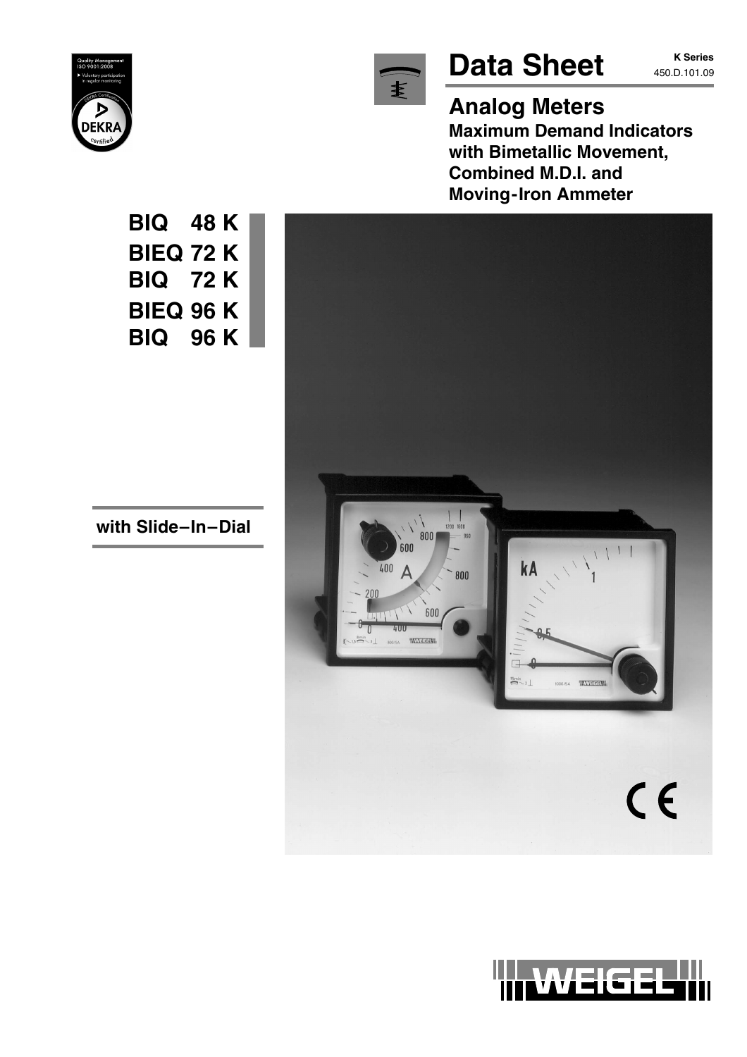Quality Management ISO 9001:2008
Voluntary participation in regular monitoring
DEKRA Certification
DEKRA certified

# Data Sheet

**K Series**
450.D.101.09

## Analog Meters

**Maximum Demand Indicators with Bimetallic Movement, Combined M.D.I. and Moving-Iron Ammeter**

**BIQ 48 K**
**BIEQ 72 K**
**BIQ 72 K**
**BIEQ 96 K**
**BIQ 96 K**

**with Slide–In–Dial**

WEIGEL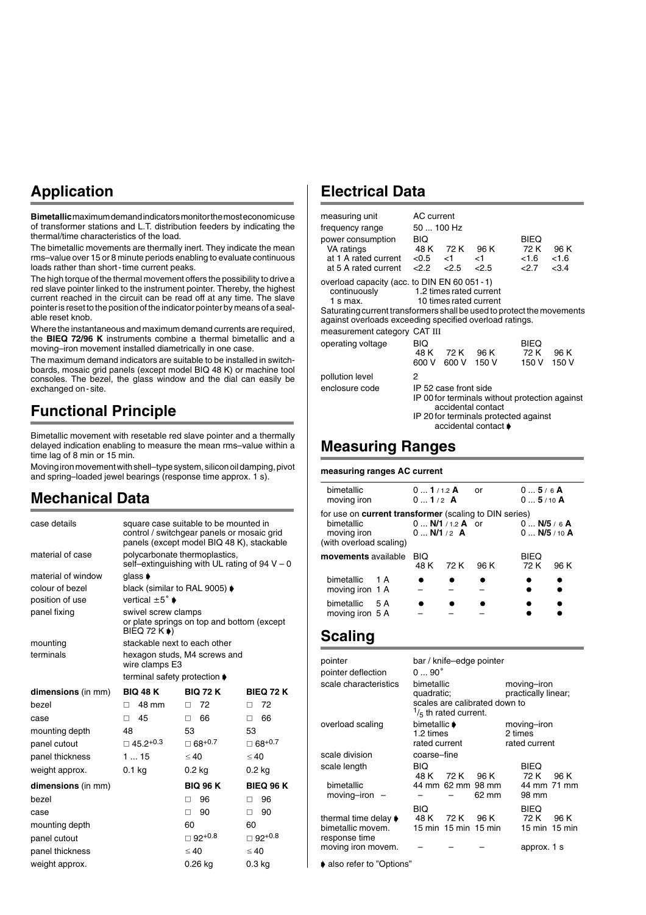## Application

**Bimetallic** maximum demand indicators monitor the most economic use of transformer stations and L.T. distribution feeders by indicating the thermal/time characteristics of the load.

The bimetallic movements are thermally inert. They indicate the mean rms–value over 15 or 8 minute periods enabling to evaluate continuous loads rather than short - time current peaks.

The high torque of the thermal movement offers the possibility to drive a red slave pointer linked to the instrument pointer. Thereby, the highest current reached in the circuit can be read off at any time. The slave pointer is reset to the position of the indicator pointer by means of a sealable reset knob.

Where the instantaneous and maximum demand currents are required, the **BIEQ 72/96 K** instruments combine a thermal bimetallic and a moving–iron movement installed diametrically in one case.

The maximum demand indicators are suitable to be installed in switchboards, mosaic grid panels (except model BIQ 48 K) or machine tool consoles. The bezel, the glass window and the dial can easily be exchanged on - site.

## Functional Principle

Bimetallic movement with resetable red slave pointer and a thermally delayed indication enabling to measure the mean rms–value within a time lag of 8 min or 15 min.

Moving iron movement with shell–type system, silicon oil damping, pivot and spring–loaded jewel bearings (response time approx. 1 s).

## Mechanical Data

| | | | |
|---|---|---|---|
| case details | square case suitable to be mounted in control / switchgear panels or mosaic grid panels (except model BIQ 48 K), stackable | | |
| material of case | polycarbonate thermoplastics, self–extinguishing with UL rating of 94 V – 0 | | |
| material of window | glass ➧ | | |
| colour of bezel | black (similar to RAL 9005) ➧ | | |
| position of use | vertical ±5˚ ➧ | | |
| panel fixing | swivel screw clamps or plate springs on top and bottom (except BIEQ 72 K ➧) | | |
| mounting | stackable next to each other | | |
| terminals | hexagon studs, M4 screws and wire clamps E3 | | |
| | terminal safety protection ➧ | | |
| **dimensions** (in mm) | **BIQ 48 K** | **BIQ 72 K** | **BIEQ 72 K** |
| bezel | □ 48 mm | □ 72 | □ 72 |
| case | □ 45 | □ 66 | □ 66 |
| mounting depth | 48 | 53 | 53 |
| panel cutout | □ 45.2$^{+0.3}$ | □ 68$^{+0.7}$ | □ 68$^{+0.7}$ |
| panel thickness | 1 ... 15 | ≤ 40 | ≤ 40 |
| weight approx. | 0.1 kg | 0.2 kg | 0.2 kg |
| **dimensions** (in mm) | | **BIQ 96 K** | **BIEQ 96 K** |
| bezel | | □ 96 | □ 96 |
| case | | □ 90 | □ 90 |
| mounting depth | | 60 | 60 |
| panel cutout | | □ 92$^{+0.8}$ | □ 92$^{+0.8}$ |
| panel thickness | | ≤ 40 | ≤ 40 |
| weight approx. | | 0.26 kg | 0.3 kg |

## Electrical Data

| | | | | | |
|---|---|---|---|---|---|
| measuring unit | AC current | | | | |
| frequency range | 50 ... 100 Hz | | | | |
| power consumption | BIQ | | | BIEQ | |
| VA ratings | 48 K | 72 K | 96 K | 72 K | 96 K |
| at 1 A rated current | <0.5 | <1 | <1 | <1.6 | <1.6 |
| at 5 A rated current | <2.2 | <2.5 | <2.5 | <2.7 | <3.4 |

overload capacity (acc. to DIN EN 60 051 - 1)
- continuously: 1.2 times rated current
- 1 s max.: 10 times rated current

Saturating current transformers shall be used to protect the movements against overloads exceeding specified overload ratings.

measurement category CAT III

| | | | | | |
|---|---|---|---|---|---|
| operating voltage | BIQ | | | BIEQ | |
| | 48 K | 72 K | 96 K | 72 K | 96 K |
| | 600 V | 600 V | 150 V | 150 V | 150 V |

pollution level: 2

enclosure code:
- IP 52 case front side
- IP 00 for terminals without protection against accidental contact
- IP 20 for terminals protected against accidental contact ➧

## Measuring Ranges

**measuring ranges AC current**

| | | | |
|---|---|---|---|
| bimetallic | 0 ... **1** / 1.2 **A** | or | 0 ... **5** / 6 **A** |
| moving iron | 0 ... **1** / 2 **A** | | 0 ... **5** / 10 **A** |
| for use on **current transformer** (scaling to DIN series) | | | |
| bimetallic | 0 ... **N/1** / 1.2 **A** | or | 0 ... **N/5** / 6 **A** |
| moving iron | 0 ... **N/1** / 2 **A** | | 0 ... **N/5** / 10 **A** |
| (with overload scaling) | | | |

| **movements** available | BIQ 48 K | BIQ 72 K | BIQ 96 K | BIEQ 72 K | BIEQ 96 K |
|---|---|---|---|---|---|
| bimetallic 1 A | ● | ● | ● | ● | ● |
| moving iron 1 A | – | – | – | ● | ● |
| bimetallic 5 A | ● | ● | ● | ● | ● |
| moving iron 5 A | – | – | – | ● | ● |

## Scaling

| | | |
|---|---|---|
| pointer | bar / knife–edge pointer | |
| pointer deflection | 0 ... 90˚ | |
| scale characteristics | bimetallic quadratic; scales are calibrated down to $^1/_5$ th rated current. | moving–iron practically linear; |
| overload scaling | bimetallic ➧ 1.2 times rated current | moving–iron 2 times rated current |
| scale division | coarse–fine | |

| scale length | BIQ 48 K | BIQ 72 K | BIQ 96 K | BIEQ 72 K | BIEQ 96 K |
|---|---|---|---|---|---|
| bimetallic | 44 mm | 62 mm | 98 mm | 44 mm | 71 mm |
| moving–iron | – | – | 62 mm | 98 mm | |

| | BIQ 48 K | BIQ 72 K | BIQ 96 K | BIEQ 72 K | BIEQ 96 K |
|---|---|---|---|---|---|
| thermal time delay ➧ bimetallic movem. | 15 min | 15 min | 15 min | 15 min | 15 min |
| response time moving iron movem. | – | – | – | approx. 1 s | |

➧ also refer to "Options"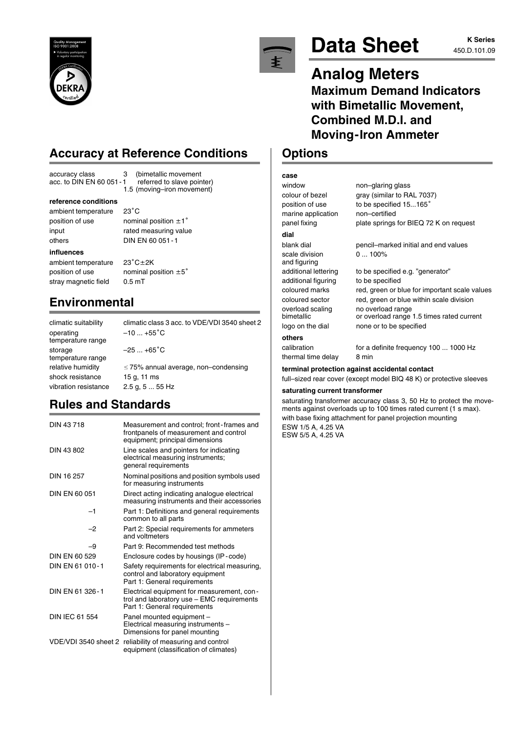# Data Sheet

K Series
450.D.101.09

## Analog Meters

### Maximum Demand Indicators with Bimetallic Movement, Combined M.D.I. and Moving-Iron Ammeter

## Accuracy at Reference Conditions

| | |
|---|---|
| accuracy class acc. to DIN EN 60 051-1 | 3 (bimetallic movement referred to slave pointer)<br>1.5 (moving–iron movement) |

**reference conditions**

| | |
|---|---|
| ambient temperature | 23˚C |
| position of use | nominal position ±1˚ |
| input | rated measuring value |
| others | DIN EN 60 051-1 |

**influences**

| | |
|---|---|
| ambient temperature | 23˚C±2K |
| position of use | nominal position ±5˚ |
| stray magnetic field | 0.5 mT |

## Environmental

| | |
|---|---|
| climatic suitability | climatic class 3 acc. to VDE/VDI 3540 sheet 2 |
| operating temperature range | –10 ... +55˚C |
| storage temperature range | –25 ... +65˚C |
| relative humidity | ≤75% annual average, non–condensing |
| shock resistance | 15 g, 11 ms |
| vibration resistance | 2.5 g, 5 ... 55 Hz |

## Rules and Standards

| | |
|---|---|
| DIN 43 718 | Measurement and control; front-frames and frontpanels of measurement and control equipment; principal dimensions |
| DIN 43 802 | Line scales and pointers for indicating electrical measuring instruments; general requirements |
| DIN 16 257 | Nominal positions and position symbols used for measuring instruments |
| DIN EN 60 051 | Direct acting indicating analogue electrical measuring instruments and their accessories |
| –1 | Part 1: Definitions and general requirements common to all parts |
| –2 | Part 2: Special requirements for ammeters and voltmeters |
| –9 | Part 9: Recommended test methods |
| DIN EN 60 529 | Enclosure codes by housings (IP-code) |
| DIN EN 61 010-1 | Safety requirements for electrical measuring, control and laboratory equipment Part 1: General requirements |
| DIN EN 61 326-1 | Electrical equipment for measurement, control and laboratory use – EMC requirements Part 1: General requirements |
| DIN IEC 61 554 | Panel mounted equipment – Electrical measuring instruments – Dimensions for panel mounting |
| VDE/VDI 3540 sheet 2 | reliability of measuring and control equipment (classification of climates) |

## Options

**case**

| | |
|---|---|
| window | non–glaring glass |
| colour of bezel | gray (similar to RAL 7037) |
| position of use | to be specified 15...165˚ |
| marine application | non–certified |
| panel fixing | plate springs for BIEQ 72 K on request |

**dial**

| | |
|---|---|
| blank dial | pencil–marked initial and end values |
| scale division and figuring | 0 ... 100% |
| additional lettering | to be specified e.g. "generator" |
| additional figuring | to be specified |
| coloured marks | red, green or blue for important scale values |
| coloured sector | red, green or blue within scale division |
| overload scaling bimetallic | no overload range<br>or overload range 1.5 times rated current |
| logo on the dial | none or to be specified |

**others**

| | |
|---|---|
| calibration | for a definite frequency 100 ... 1000 Hz |
| thermal time delay | 8 min |

**terminal protection against accidental contact**

full–sized rear cover (except model BIQ 48 K) or protective sleeves

**saturating current transformer**

saturating transformer accuracy class 3, 50 Hz to protect the movements against overloads up to 100 times rated current (1 s max).
with base fixing attachment for panel projection mounting
ESW 1/5 A, 4.25 VA
ESW 5/5 A, 4.25 VA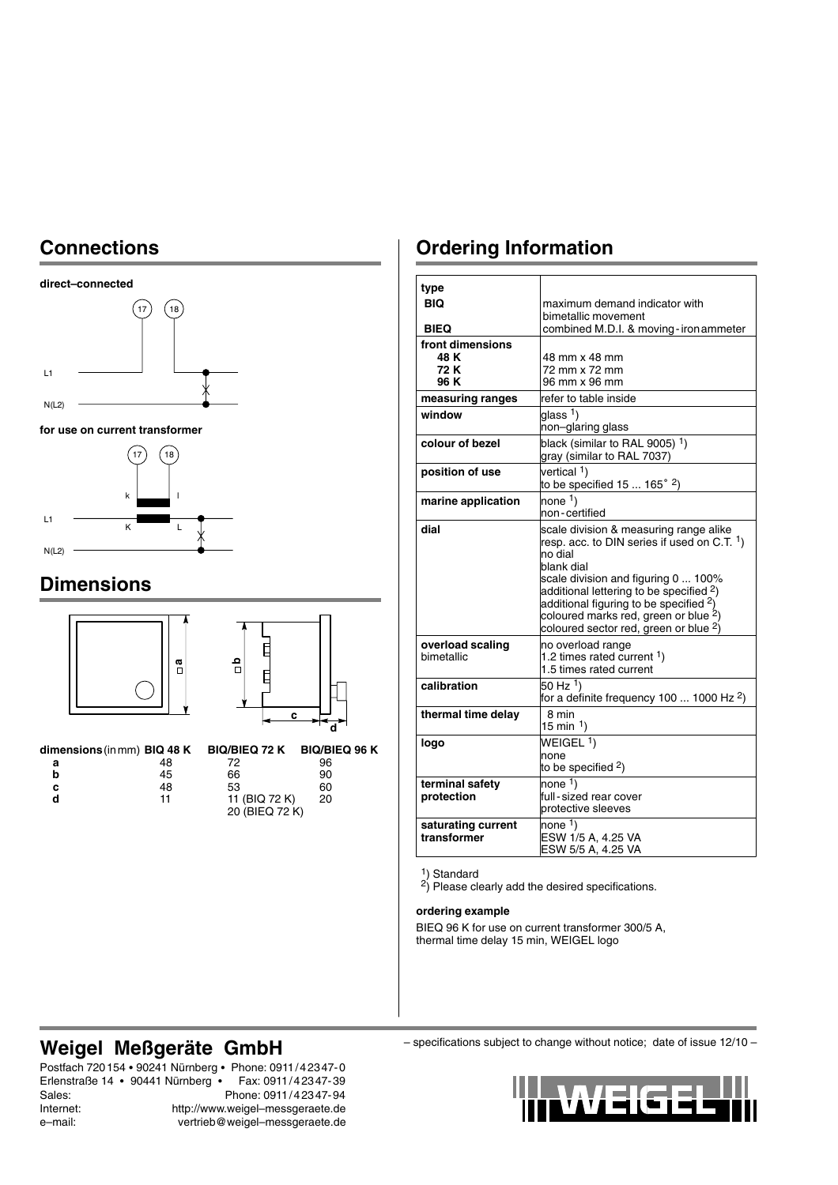## Connections

**direct–connected**

17 18

L1

N(L2)

**for use on current transformer**

17 18

k l

K L

L1

N(L2)

## Dimensions

a b c d

| dimensions (in mm) | BIQ 48 K | BIQ/BIEQ 72 K | BIQ/BIEQ 96 K |
|---|---|---|---|
| a | 48 | 72 | 96 |
| b | 45 | 66 | 90 |
| c | 48 | 53 | 60 |
| d | 11 | 11 (BIQ 72 K)<br>20 (BIEQ 72 K) | 20 |

## Ordering Information

| | |
|---|---|
| **type** | |
| **BIQ** | maximum demand indicator with bimetallic movement |
| **BIEQ** | combined M.D.I. & moving-iron ammeter |
| **front dimensions** | |
| **48 K** | 48 mm x 48 mm |
| **72 K** | 72 mm x 72 mm |
| **96 K** | 96 mm x 96 mm |
| **measuring ranges** | refer to table inside |
| **window** | glass [1]<br>non–glaring glass |
| **colour of bezel** | black (similar to RAL 9005) [1]<br>gray (similar to RAL 7037) |
| **position of use** | vertical [1]<br>to be specified 15 ... 165° [2] |
| **marine application** | none [1]<br>non-certified |
| **dial** | scale division & measuring range alike resp. acc. to DIN series if used on C.T. [1]<br>no dial<br>blank dial<br>scale division and figuring 0 ... 100%<br>additional lettering to be specified [2]<br>additional figuring to be specified [2]<br>coloured marks red, green or blue [2]<br>coloured sector red, green or blue [2] |
| **overload scaling** bimetallic | no overload range<br>1.2 times rated current [1]<br>1.5 times rated current |
| **calibration** | 50 Hz [1]<br>for a definite frequency 100 ... 1000 Hz [2] |
| **thermal time delay** | 8 min<br>15 min [1] |
| **logo** | WEIGEL [1]<br>none<br>to be specified [2] |
| **terminal safety protection** | none [1]<br>full-sized rear cover<br>protective sleeves |
| **saturating current transformer** | none [1]<br>ESW 1/5 A, 4.25 VA<br>ESW 5/5 A, 4.25 VA |

[1]) Standard
[2]) Please clearly add the desired specifications.

**ordering example**

BIEQ 96 K for use on current transformer 300/5 A, thermal time delay 15 min, WEIGEL logo

## Weigel Meßgeräte GmbH

Postfach 720 154 • 90241 Nürnberg • Phone: 0911/42347-0
Erlenstraße 14 • 90441 Nürnberg • Fax: 0911/42347-39
Sales: Phone: 0911/42347-94
Internet: http://www.weigel–messgeraete.de
e–mail: vertrieb@weigel–messgeraete.de

– specifications subject to change without notice; date of issue 12/10 –

WEIGEL